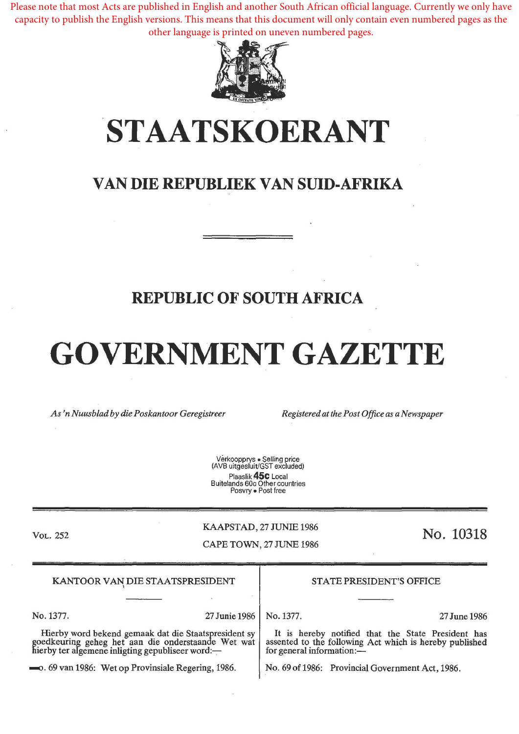Please note that most Acts are published in English and another South African official language. Currently we only have capacity to publish the English versions. This means that this document will only contain even numbered pages as the other language is printed on uneven numbered pages.

# STAATSKOERANT

## VAN DIE REPUBLIEK VAN SUID-AFRIKA

## REPUBLIC OF SOUTH AFRICA

# GOVERNMENT GAZETTE

*As 'n Nuusblad by die Poskantoor Geregistreer* — *Registered at the Post Office as a Newspaper*

Verkoopprys • Selling price
(AVB uitgesluit/GST excluded)
Plaaslik **45c** Local
Buitelands 60c Other countries
Posvry • Post free

VOL. 252 — KAAPSTAD, 27 JUNIE 1986 — CAPE TOWN, 27 JUNE 1986 — No. 10318

KANTOOR VAN DIE STAATSPRESIDENT

No. 1377. 27 Junie 1986

Hierby word bekend gemaak dat die Staatspresident sy goedkeuring geheg het aan die onderstaande Wet wat hierby ter algemene inligting gepubliseer word:—

No. 69 van 1986: Wet op Provinsiale Regering, 1986.

STATE PRESIDENT'S OFFICE

No. 1377. 27 June 1986

It is hereby notified that the State President has assented to the following Act which is hereby published for general information:—

No. 69 of 1986: Provincial Government Act, 1986.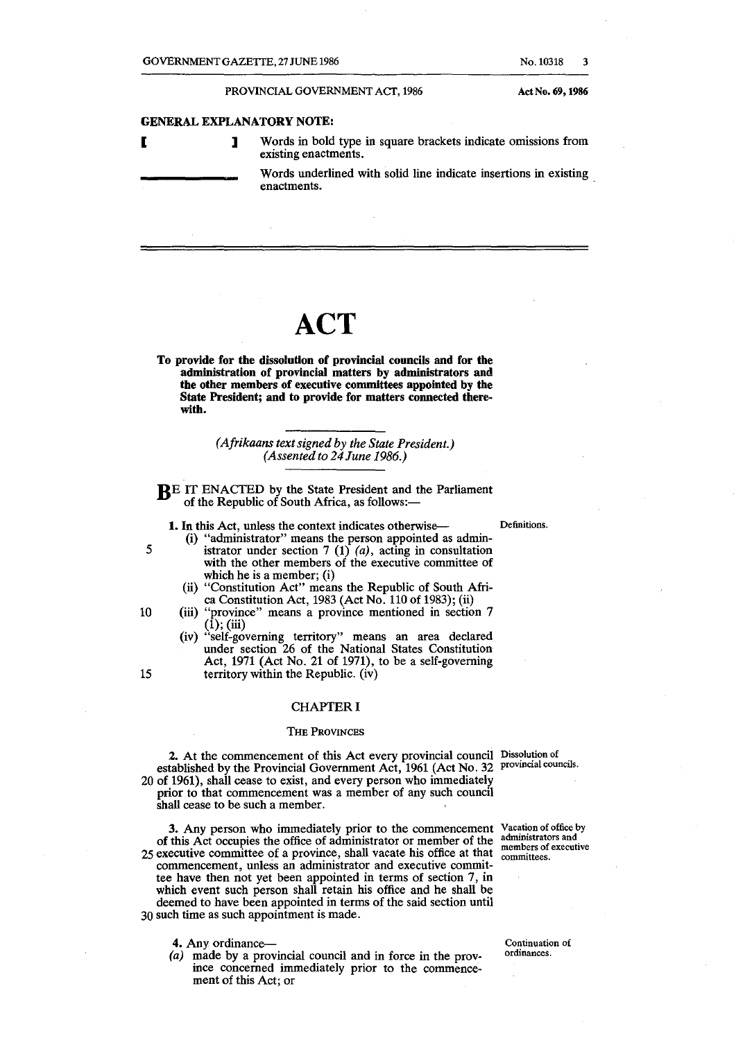**GENERAL EXPLANATORY NOTE:**

[ ] Words in bold type in square brackets indicate omissions from existing enactments.

\_\_\_\_\_\_\_ Words underlined with solid line indicate insertions in existing enactments.

# ACT

**To provide for the dissolution of provincial councils and for the administration of provincial matters by administrators and the other members of executive committees appointed by the State President; and to provide for matters connected therewith.**

*(Afrikaans text signed by the State President.)*
*(Assented to 24 June 1986.)*

BE IT ENACTED by the State President and the Parliament of the Republic of South Africa, as follows:—

**Definitions.**

**1.** In this Act, unless the context indicates otherwise—

(i) "administrator" means the person appointed as administrator under section 7 (1) *(a)*, acting in consultation with the other members of the executive committee of which he is a member; (i)

(ii) "Constitution Act" means the Republic of South Africa Constitution Act, 1983 (Act No. 110 of 1983); (ii)

(iii) "province" means a province mentioned in section 7 (1); (iii)

(iv) "self-governing territory" means an area declared under section 26 of the National States Constitution Act, 1971 (Act No. 21 of 1971), to be a self-governing territory within the Republic. (iv)

## CHAPTER I

### THE PROVINCES

**Dissolution of provincial councils.**

**2.** At the commencement of this Act every provincial council established by the Provincial Government Act, 1961 (Act No. 32 of 1961), shall cease to exist, and every person who immediately prior to that commencement was a member of any such council shall cease to be such a member.

**Vacation of office by administrators and members of executive committees.**

**3.** Any person who immediately prior to the commencement of this Act occupies the office of administrator or member of the executive committee of a province, shall vacate his office at that commencement, unless an administrator and executive committee have then not yet been appointed in terms of section 7, in which event such person shall retain his office and he shall be deemed to have been appointed in terms of the said section until such time as such appointment is made.

**Continuation of ordinances.**

**4.** Any ordinance—

*(a)* made by a provincial council and in force in the province concerned immediately prior to the commencement of this Act; or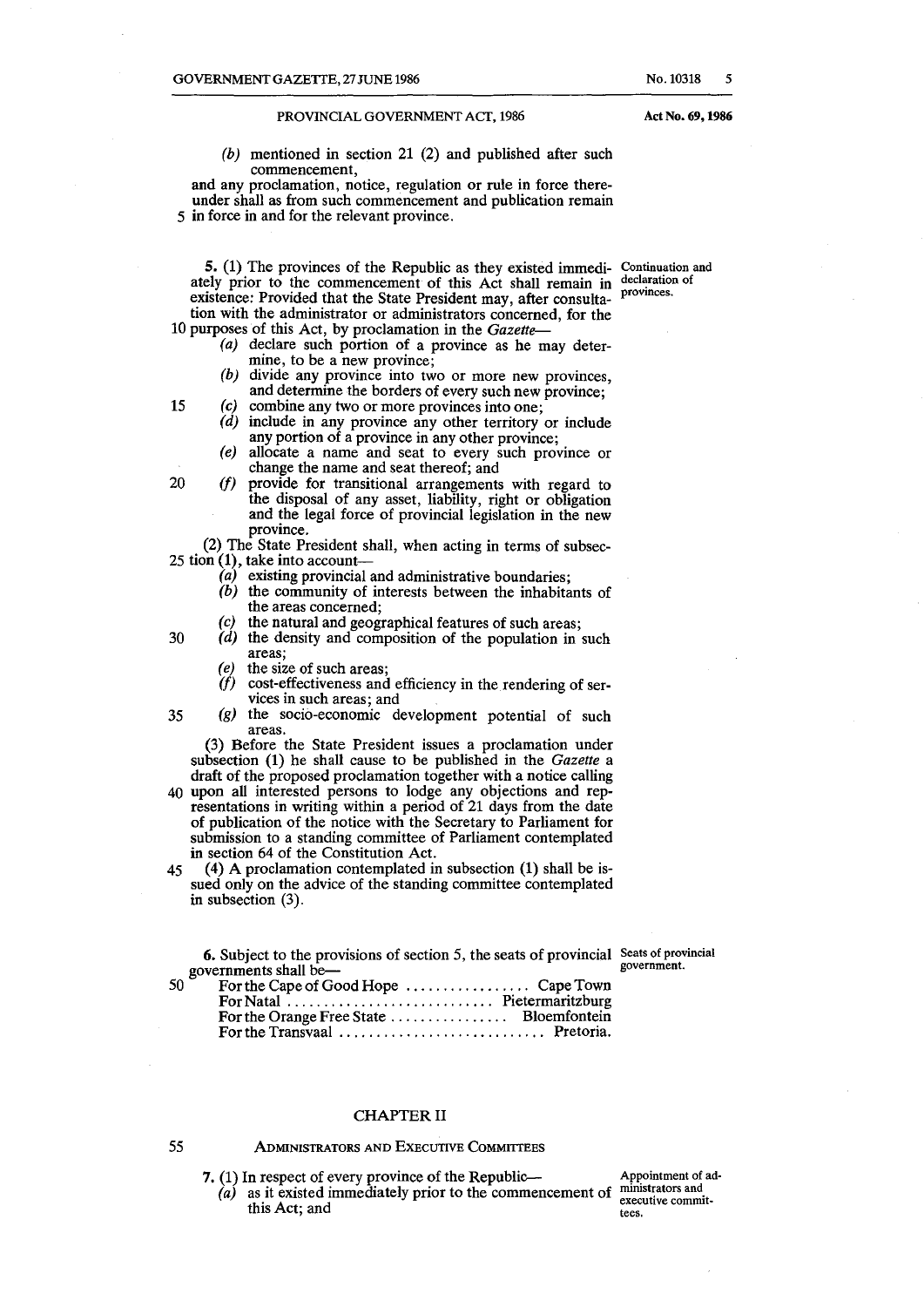(b) mentioned in section 21 (2) and published after such commencement,

and any proclamation, notice, regulation or rule in force thereunder shall as from such commencement and publication remain in force in and for the relevant province.

**Continuation and declaration of provinces.**

**5.** (1) The provinces of the Republic as they existed immediately prior to the commencement of this Act shall remain in existence: Provided that the State President may, after consultation with the administrator or administrators concerned, for the purposes of this Act, by proclamation in the *Gazette*—

- (a) declare such portion of a province as he may determine, to be a new province;
- (b) divide any province into two or more new provinces, and determine the borders of every such new province;
- (c) combine any two or more provinces into one;
- (d) include in any province any other territory or include any portion of a province in any other province;
- (e) allocate a name and seat to every such province or change the name and seat thereof; and
- (f) provide for transitional arrangements with regard to the disposal of any asset, liability, right or obligation and the legal force of provincial legislation in the new province.

(2) The State President shall, when acting in terms of subsection (1), take into account—

- (a) existing provincial and administrative boundaries;
- (b) the community of interests between the inhabitants of the areas concerned;
- (c) the natural and geographical features of such areas;
- (d) the density and composition of the population in such areas;
- (e) the size of such areas;
- (f) cost-effectiveness and efficiency in the rendering of services in such areas; and
- (g) the socio-economic development potential of such areas.

(3) Before the State President issues a proclamation under subsection (1) he shall cause to be published in the *Gazette* a draft of the proposed proclamation together with a notice calling upon all interested persons to lodge any objections and representations in writing within a period of 21 days from the date of publication of the notice with the Secretary to Parliament for submission to a standing committee of Parliament contemplated in section 64 of the Constitution Act.

(4) A proclamation contemplated in subsection (1) shall be issued only on the advice of the standing committee contemplated in subsection (3).

**Seats of provincial government.**

**6.** Subject to the provisions of section 5, the seats of provincial governments shall be—

| | |
|---|---|
| For the Cape of Good Hope | Cape Town |
| For Natal | Pietermaritzburg |
| For the Orange Free State | Bloemfontein |
| For the Transvaal | Pretoria. |

## CHAPTER II

### ADMINISTRATORS AND EXECUTIVE COMMITTEES

**Appointment of administrators and executive committees.**

**7.** (1) In respect of every province of the Republic—

- (a) as it existed immediately prior to the commencement of this Act; and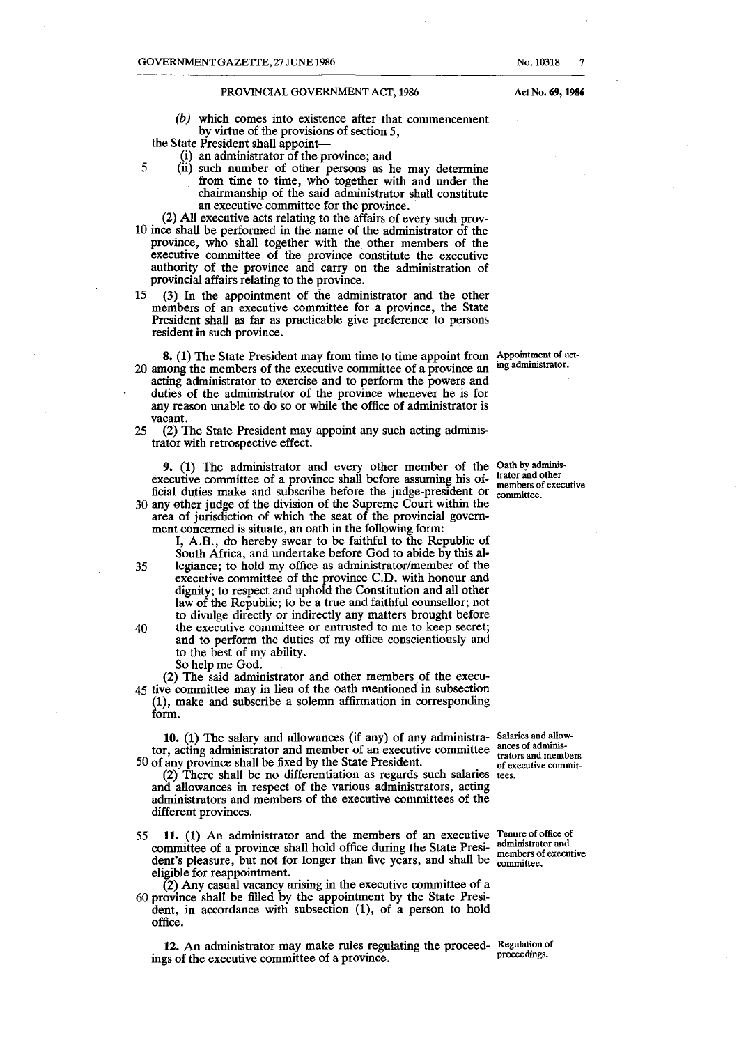(b) which comes into existence after that commencement by virtue of the provisions of section 5,

the State President shall appoint—

(i) an administrator of the province; and

(ii) such number of other persons as he may determine from time to time, who together with and under the chairmanship of the said administrator shall constitute an executive committee for the province.

(2) All executive acts relating to the affairs of every such province shall be performed in the name of the administrator of the province, who shall together with the other members of the executive committee of the province constitute the executive authority of the province and carry on the administration of provincial affairs relating to the province.

(3) In the appointment of the administrator and the other members of an executive committee for a province, the State President shall as far as practicable give preference to persons resident in such province.

**Appointment of acting administrator.**

**8.** (1) The State President may from time to time appoint from among the members of the executive committee of a province an acting administrator to exercise and to perform the powers and duties of the administrator of the province whenever he is for any reason unable to do so or while the office of administrator is vacant.

(2) The State President may appoint any such acting administrator with retrospective effect.

**Oath by administrator and other members of executive committee.**

**9.** (1) The administrator and every other member of the executive committee of a province shall before assuming his official duties make and subscribe before the judge-president or any other judge of the division of the Supreme Court within the area of jurisdiction of which the seat of the provincial government concerned is situate, an oath in the following form:

> I, A.B., do hereby swear to be faithful to the Republic of South Africa, and undertake before God to abide by this allegiance; to hold my office as administrator/member of the executive committee of the province C.D. with honour and dignity; to respect and uphold the Constitution and all other law of the Republic; to be a true and faithful counsellor; not to divulge directly or indirectly any matters brought before the executive committee or entrusted to me to keep secret; and to perform the duties of my office conscientiously and to the best of my ability.
>
> So help me God.

(2) The said administrator and other members of the executive committee may in lieu of the oath mentioned in subsection (1), make and subscribe a solemn affirmation in corresponding form.

**Salaries and allowances of administrators and members of executive committees.**

**10.** (1) The salary and allowances (if any) of any administrator, acting administrator and member of an executive committee of any province shall be fixed by the State President.

(2) There shall be no differentiation as regards such salaries and allowances in respect of the various administrators, acting administrators and members of the executive committees of the different provinces.

**Tenure of office of administrator and members of executive committee.**

**11.** (1) An administrator and the members of an executive committee of a province shall hold office during the State President's pleasure, but not for longer than five years, and shall be eligible for reappointment.

(2) Any casual vacancy arising in the executive committee of a province shall be filled by the appointment by the State President, in accordance with subsection (1), of a person to hold office.

**Regulation of proceedings.**

**12.** An administrator may make rules regulating the proceedings of the executive committee of a province.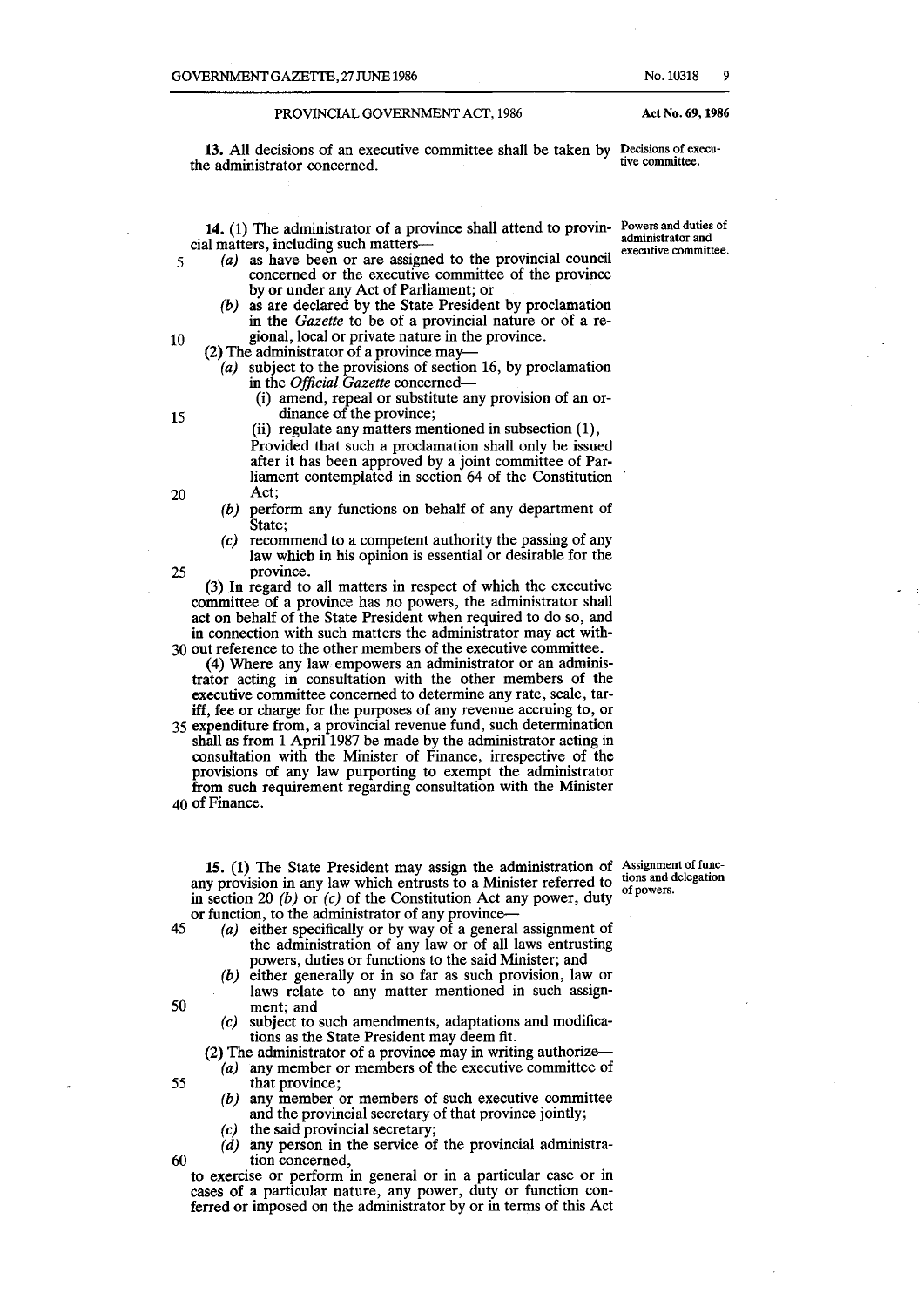**13.** All decisions of an executive committee shall be taken by the administrator concerned.

*Decisions of executive committee.*

**14.** (1) The administrator of a province shall attend to provincial matters, including such matters—

*Powers and duties of administrator and executive committee.*

(*a*) as have been or are assigned to the provincial council concerned or the executive committee of the province by or under any Act of Parliament; or

(*b*) as are declared by the State President by proclamation in the *Gazette* to be of a provincial nature or of a regional, local or private nature in the province.

(2) The administrator of a province may—

(*a*) subject to the provisions of section 16, by proclamation in the *Official Gazette* concerned—

(i) amend, repeal or substitute any provision of an ordinance of the province;

(ii) regulate any matters mentioned in subsection (1),

Provided that such a proclamation shall only be issued after it has been approved by a joint committee of Parliament contemplated in section 64 of the Constitution Act;

(*b*) perform any functions on behalf of any department of State;

(*c*) recommend to a competent authority the passing of any law which in his opinion is essential or desirable for the province.

(3) In regard to all matters in respect of which the executive committee of a province has no powers, the administrator shall act on behalf of the State President when required to do so, and in connection with such matters the administrator may act without reference to the other members of the executive committee.

(4) Where any law empowers an administrator or an administrator acting in consultation with the other members of the executive committee concerned to determine any rate, scale, tariff, fee or charge for the purposes of any revenue accruing to, or expenditure from, a provincial revenue fund, such determination shall as from 1 April 1987 be made by the administrator acting in consultation with the Minister of Finance, irrespective of the provisions of any law purporting to exempt the administrator from such requirement regarding consultation with the Minister of Finance.

**15.** (1) The State President may assign the administration of any provision in any law which entrusts to a Minister referred to in section 20 (*b*) or (*c*) of the Constitution Act any power, duty or function, to the administrator of any province—

*Assignment of functions and delegation of powers.*

(*a*) either specifically or by way of a general assignment of the administration of any law or of all laws entrusting powers, duties or functions to the said Minister; and

(*b*) either generally or in so far as such provision, law or laws relate to any matter mentioned in such assignment; and

(*c*) subject to such amendments, adaptations and modifications as the State President may deem fit.

(2) The administrator of a province may in writing authorize—

(*a*) any member or members of the executive committee of that province;

(*b*) any member or members of such executive committee and the provincial secretary of that province jointly;

(*c*) the said provincial secretary;

(*d*) any person in the service of the provincial administration concerned,

to exercise or perform in general or in a particular case or in cases of a particular nature, any power, duty or function conferred or imposed on the administrator by or in terms of this Act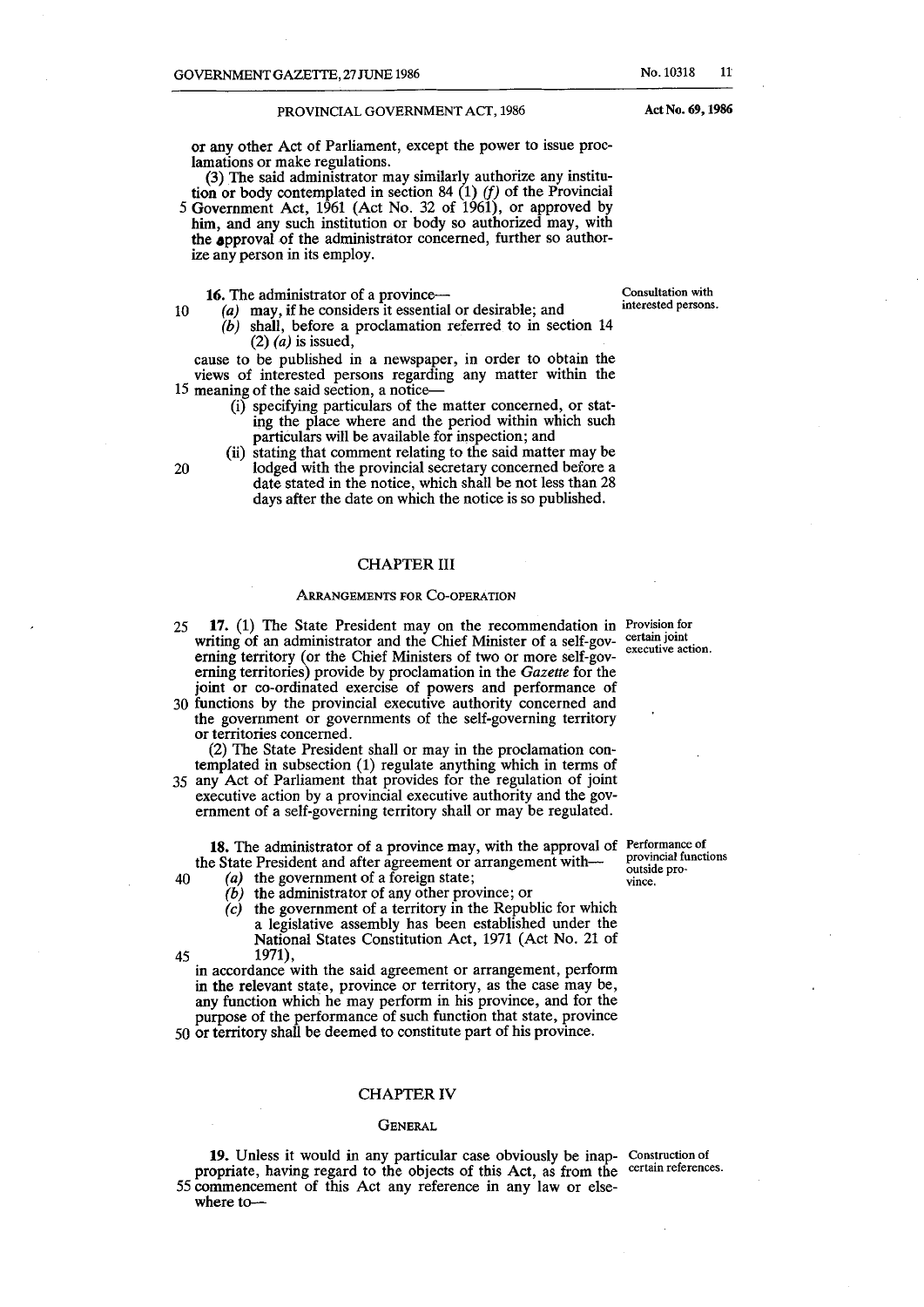or any other Act of Parliament, except the power to issue proclamations or make regulations.

(3) The said administrator may similarly authorize any institution or body contemplated in section 84 (1) *(f)* of the Provincial Government Act, 1961 (Act No. 32 of 1961), or approved by him, and any such institution or body so authorized may, with the approval of the administrator concerned, further so authorize any person in its employ.

**Consultation with interested persons.**

**16.** The administrator of a province—

*(a)* may, if he considers it essential or desirable; and

*(b)* shall, before a proclamation referred to in section 14 (2) *(a)* is issued,

cause to be published in a newspaper, in order to obtain the views of interested persons regarding any matter within the meaning of the said section, a notice—

(i) specifying particulars of the matter concerned, or stating the place where and the period within which such particulars will be available for inspection; and

(ii) stating that comment relating to the said matter may be lodged with the provincial secretary concerned before a date stated in the notice, which shall be not less than 28 days after the date on which the notice is so published.

## CHAPTER III

### ARRANGEMENTS FOR CO-OPERATION

**Provision for certain joint executive action.**

**17.** (1) The State President may on the recommendation in writing of an administrator and the Chief Minister of a self-governing territory (or the Chief Ministers of two or more self-governing territories) provide by proclamation in the *Gazette* for the joint or co-ordinated exercise of powers and performance of functions by the provincial executive authority concerned and the government or governments of the self-governing territory or territories concerned.

(2) The State President shall or may in the proclamation contemplated in subsection (1) regulate anything which in terms of any Act of Parliament that provides for the regulation of joint executive action by a provincial executive authority and the government of a self-governing territory shall or may be regulated.

**Performance of provincial functions outside province.**

**18.** The administrator of a province may, with the approval of the State President and after agreement or arrangement with—

*(a)* the government of a foreign state;

*(b)* the administrator of any other province; or

*(c)* the government of a territory in the Republic for which a legislative assembly has been established under the National States Constitution Act, 1971 (Act No. 21 of 1971),

in accordance with the said agreement or arrangement, perform in the relevant state, province or territory, as the case may be, any function which he may perform in his province, and for the purpose of the performance of such function that state, province or territory shall be deemed to constitute part of his province.

## CHAPTER IV

### GENERAL

**Construction of certain references.**

**19.** Unless it would in any particular case obviously be inappropriate, having regard to the objects of this Act, as from the commencement of this Act any reference in any law or elsewhere to—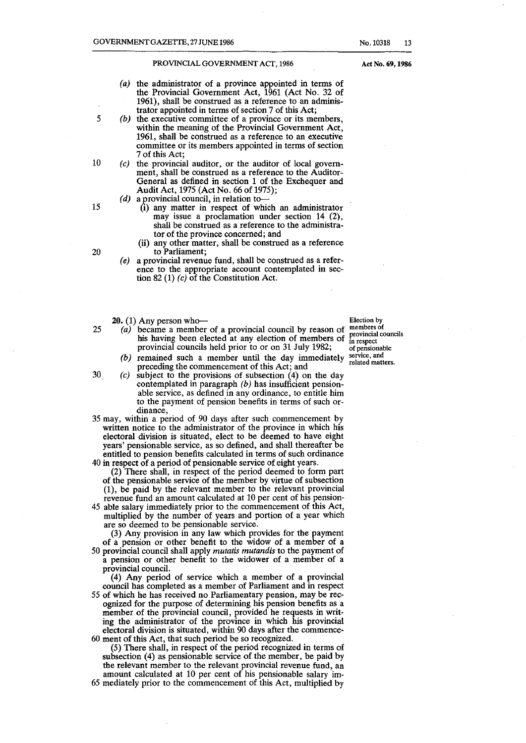(*a*) the administrator of a province appointed in terms of the Provincial Government Act, 1961 (Act No. 32 of 1961), shall be construed as a reference to an administrator appointed in terms of section 7 of this Act;

(*b*) the executive committee of a province or its members, within the meaning of the Provincial Government Act, 1961, shall be construed as a reference to an executive committee or its members appointed in terms of section 7 of this Act;

(*c*) the provincial auditor, or the auditor of local government, shall be construed as a reference to the Auditor-General as defined in section 1 of the Exchequer and Audit Act, 1975 (Act No. 66 of 1975);

(*d*) a provincial council, in relation to—

(i) any matter in respect of which an administrator may issue a proclamation under section 14 (2), shall be construed as a reference to the administrator of the province concerned; and

(ii) any other matter, shall be construed as a reference to Parliament;

(*e*) a provincial revenue fund, shall be construed as a reference to the appropriate account contemplated in section 82 (1) (*c*) of the Constitution Act.

**Election by members of provincial councils in respect of pensionable service, and related matters.**

**20.** (1) Any person who—

(*a*) became a member of a provincial council by reason of his having been elected at any election of members of provincial councils held prior to or on 31 July 1982;

(*b*) remained such a member until the day immediately preceding the commencement of this Act; and

(*c*) subject to the provisions of subsection (4) on the day contemplated in paragraph (*b*) has insufficient pensionable service, as defined in any ordinance, to entitle him to the payment of pension benefits in terms of such ordinance,

may, within a period of 90 days after such commencement by written notice to the administrator of the province in which his electoral division is situated, elect to be deemed to have eight years' pensionable service, as so defined, and shall thereafter be entitled to pension benefits calculated in terms of such ordinance in respect of a period of pensionable service of eight years.

(2) There shall, in respect of the period deemed to form part of the pensionable service of the member by virtue of subsection (1), be paid by the relevant member to the relevant provincial revenue fund an amount calculated at 10 per cent of his pensionable salary immediately prior to the commencement of this Act, multiplied by the number of years and portion of a year which are so deemed to be pensionable service.

(3) Any provision in any law which provides for the payment of a pension or other benefit to the widow of a member of a provincial council shall apply *mutatis mutandis* to the payment of a pension or other benefit to the widower of a member of a provincial council.

(4) Any period of service which a member of a provincial council has completed as a member of Parliament and in respect of which he has received no Parliamentary pension, may be recognized for the purpose of determining his pension benefits as a member of the provincial council, provided he requests in writing the administrator of the province in which his provincial electoral division is situated, within 90 days after the commencement of this Act, that such period be so recognized.

(5) There shall, in respect of the period recognized in terms of subsection (4) as pensionable service of the member, be paid by the relevant member to the relevant provincial revenue fund, an amount calculated at 10 per cent of his pensionable salary immediately prior to the commencement of this Act, multiplied by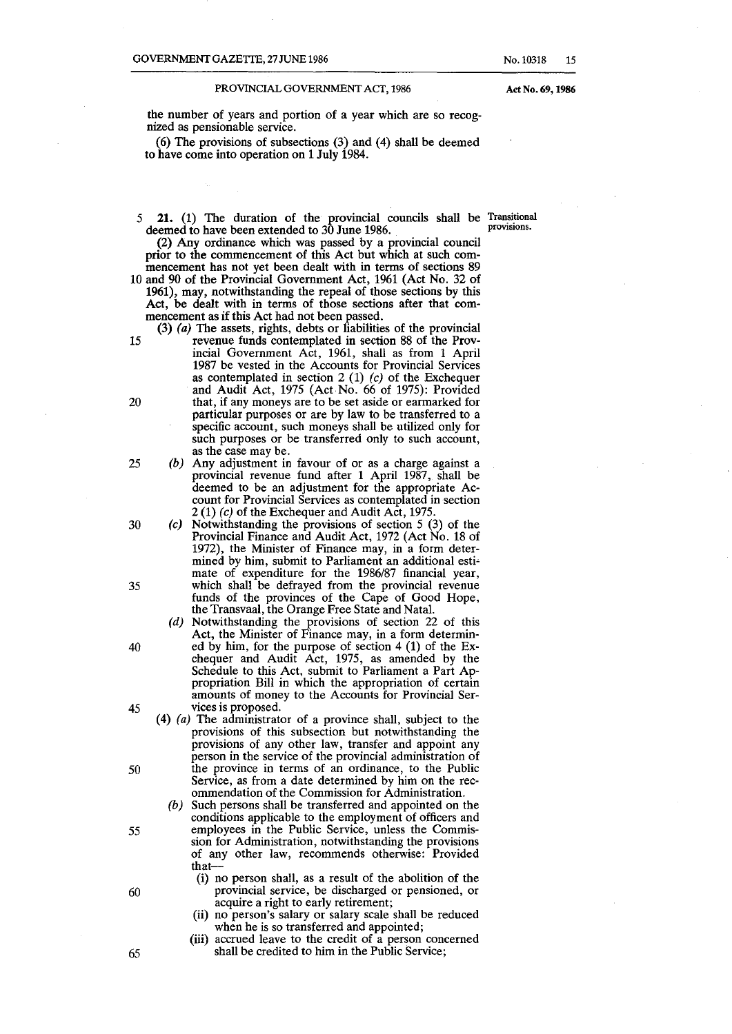the number of years and portion of a year which are so recognized as pensionable service.

(6) The provisions of subsections (3) and (4) shall be deemed to have come into operation on 1 July 1984.

**Transitional provisions.**

**21.** (1) The duration of the provincial councils shall be deemed to have been extended to 30 June 1986.

(2) Any ordinance which was passed by a provincial council prior to the commencement of this Act but which at such commencement has not yet been dealt with in terms of sections 89 and 90 of the Provincial Government Act, 1961 (Act No. 32 of 1961), may, notwithstanding the repeal of those sections by this Act, be dealt with in terms of those sections after that commencement as if this Act had not been passed.

(3) *(a)* The assets, rights, debts or liabilities of the provincial revenue funds contemplated in section 88 of the Provincial Government Act, 1961, shall as from 1 April 1987 be vested in the Accounts for Provincial Services as contemplated in section 2 (1) *(c)* of the Exchequer and Audit Act, 1975 (Act No. 66 of 1975): Provided that, if any moneys are to be set aside or earmarked for particular purposes or are by law to be transferred to a specific account, such moneys shall be utilized only for such purposes or be transferred only to such account, as the case may be.

*(b)* Any adjustment in favour of or as a charge against a provincial revenue fund after 1 April 1987, shall be deemed to be an adjustment for the appropriate Account for Provincial Services as contemplated in section 2 (1) *(c)* of the Exchequer and Audit Act, 1975.

*(c)* Notwithstanding the provisions of section 5 (3) of the Provincial Finance and Audit Act, 1972 (Act No. 18 of 1972), the Minister of Finance may, in a form determined by him, submit to Parliament an additional estimate of expenditure for the 1986/87 financial year, which shall be defrayed from the provincial revenue funds of the provinces of the Cape of Good Hope, the Transvaal, the Orange Free State and Natal.

*(d)* Notwithstanding the provisions of section 22 of this Act, the Minister of Finance may, in a form determined by him, for the purpose of section 4 (1) of the Exchequer and Audit Act, 1975, as amended by the Schedule to this Act, submit to Parliament a Part Appropriation Bill in which the appropriation of certain amounts of money to the Accounts for Provincial Services is proposed.

(4) *(a)* The administrator of a province shall, subject to the provisions of this subsection but notwithstanding the provisions of any other law, transfer and appoint any person in the service of the provincial administration of the province in terms of an ordinance, to the Public Service, as from a date determined by him on the recommendation of the Commission for Administration.

*(b)* Such persons shall be transferred and appointed on the conditions applicable to the employment of officers and employees in the Public Service, unless the Commission for Administration, notwithstanding the provisions of any other law, recommends otherwise: Provided that—

(i) no person shall, as a result of the abolition of the provincial service, be discharged or pensioned, or acquire a right to early retirement;

(ii) no person's salary or salary scale shall be reduced when he is so transferred and appointed;

(iii) accrued leave to the credit of a person concerned shall be credited to him in the Public Service;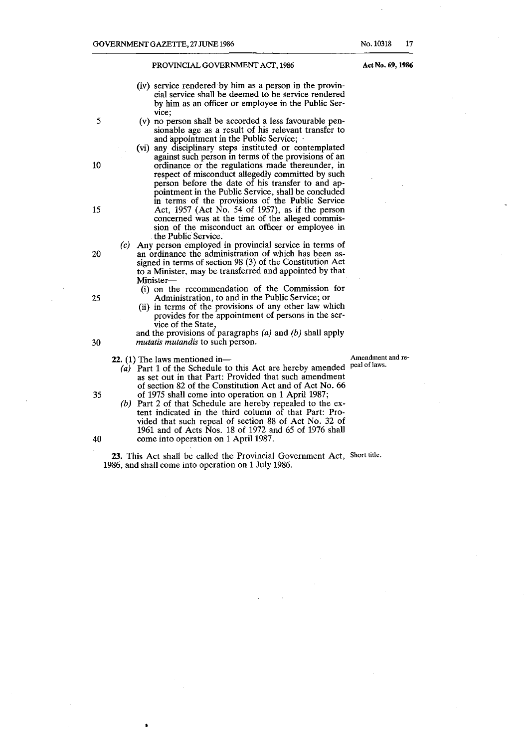(iv) service rendered by him as a person in the provincial service shall be deemed to be service rendered by him as an officer or employee in the Public Service;

(v) no person shall be accorded a less favourable pensionable age as a result of his relevant transfer to and appointment in the Public Service;

(vi) any disciplinary steps instituted or contemplated against such person in terms of the provisions of an ordinance or the regulations made thereunder, in respect of misconduct allegedly committed by such person before the date of his transfer to and appointment in the Public Service, shall be concluded in terms of the provisions of the Public Service Act, 1957 (Act No. 54 of 1957), as if the person concerned was at the time of the alleged commission of the misconduct an officer or employee in the Public Service.

*(c)* Any person employed in provincial service in terms of an ordinance the administration of which has been assigned in terms of section 98 (3) of the Constitution Act to a Minister, may be transferred and appointed by that Minister—

(i) on the recommendation of the Commission for Administration, to and in the Public Service; or

(ii) in terms of the provisions of any other law which provides for the appointment of persons in the service of the State,

and the provisions of paragraphs *(a)* and *(b)* shall apply *mutatis mutandis* to such person.

**Amendment and repeal of laws.**

**22.** (1) The laws mentioned in—

*(a)* Part 1 of the Schedule to this Act are hereby amended as set out in that Part: Provided that such amendment of section 82 of the Constitution Act and of Act No. 66 of 1975 shall come into operation on 1 April 1987;

*(b)* Part 2 of that Schedule are hereby repealed to the extent indicated in the third column of that Part: Provided that such repeal of section 88 of Act No. 32 of 1961 and of Acts Nos. 18 of 1972 and 65 of 1976 shall come into operation on 1 April 1987.

**Short title.**

**23.** This Act shall be called the Provincial Government Act, 1986, and shall come into operation on 1 July 1986.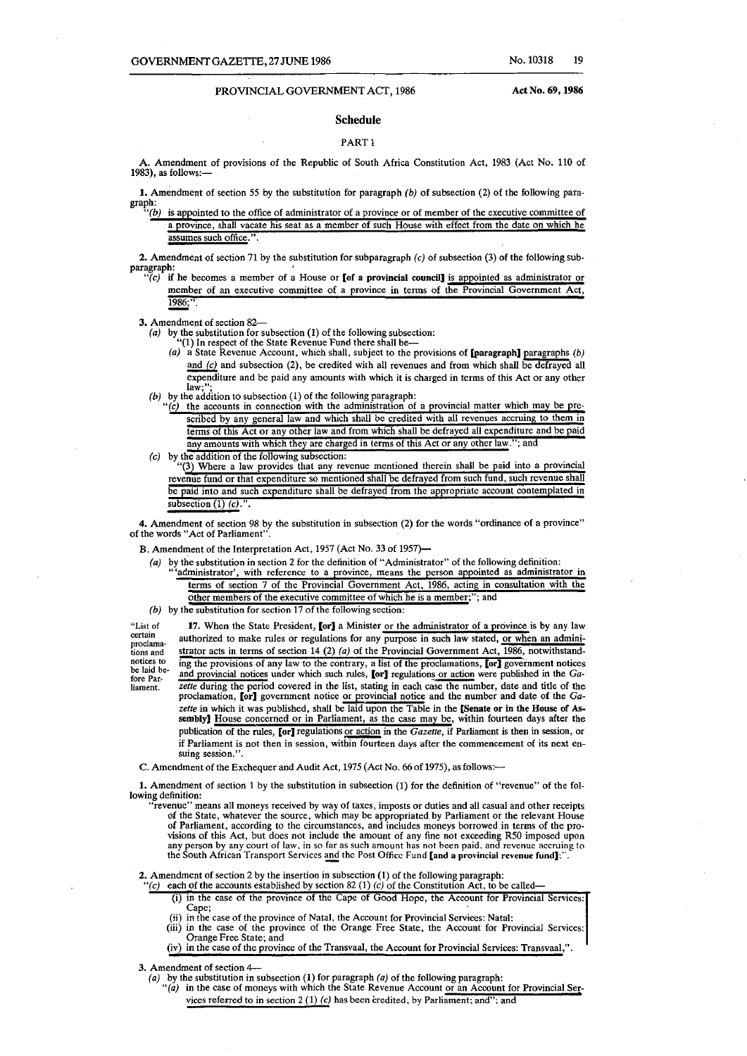PROVINCIAL GOVERNMENT ACT, 1986 **Act No. 69, 1986**

## Schedule

### PART 1

A. Amendment of provisions of the Republic of South Africa Constitution Act, 1983 (Act No. 110 of 1983), as follows:—

**1.** Amendment of section 55 by the substitution for paragraph *(b)* of subsection (2) of the following paragraph:

"*(b)* is appointed to the office of administrator of a province or of member of the executive committee of a province, shall vacate his seat as a member of such House with effect from the date on which he assumes such office.".

**2.** Amendment of section 71 by the substitution for subparagraph *(c)* of subsection (3) of the following subparagraph:

"*(c)* if he becomes a member of a House or **[of a provincial council]** is appointed as administrator or member of an executive committee of a province in terms of the Provincial Government Act, 1986;".

**3.** Amendment of section 82—

*(a)* by the substitution for subsection (1) of the following subsection:

"(1) In respect of the State Revenue Fund there shall be—

*(a)* a State Revenue Account, which shall, subject to the provisions of **[paragraph]** paragraphs *(b)* and *(c)* and subsection (2), be credited with all revenues and from which shall be defrayed all expenditure and be paid any amounts with which it is charged in terms of this Act or any other law;";

*(b)* by the addition to subsection (1) of the following paragraph:

"*(c)* the accounts in connection with the administration of a provincial matter which may be prescribed by any general law and which shall be credited with all revenues accruing to them in terms of this Act or any other law and from which shall be defrayed all expenditure and be paid any amounts with which they are charged in terms of this Act or any other law."; and

*(c)* by the addition of the following subsection:

"(3) Where a law provides that any revenue mentioned therein shall be paid into a provincial revenue fund or that expenditure so mentioned shall be defrayed from such fund, such revenue shall be paid into and such expenditure shall be defrayed from the appropriate account contemplated in subsection (1) *(c)*.".

**4.** Amendment of section 98 by the substitution in subsection (2) for the words "ordinance of a province" of the words "Act of Parliament".

B. Amendment of the Interpretation Act, 1957 (Act No. 33 of 1957)—

*(a)* by the substitution in section 2 for the definition of "Administrator" of the following definition:

" 'administrator', with reference to a province, means the person appointed as administrator in terms of section 7 of the Provincial Government Act, 1986, acting in consultation with the other members of the executive committee of which he is a member;"; and

*(b)* by the substitution for section 17 of the following section:

"List of certain proclamations and notices to be laid before Parliament.

**17.** When the State President, **[or]** a Minister or the administrator of a province is by any law authorized to make rules or regulations for any purpose in such law stated, or when an administrator acts in terms of section 14 (2) *(a)* of the Provincial Government Act, 1986, notwithstanding the provisions of any law to the contrary, a list of the proclamations, **[or]** government notices and provincial notices under which such rules, **[or]** regulations or action were published in the *Gazette* during the period covered in the list, stating in each case the number, date and title of the proclamation, **[or]** government notice or provincial notice and the number and date of the *Gazette* in which it was published, shall be laid upon the Table in the **[Senate or in the House of Assembly]** House concerned or in Parliament, as the case may be, within fourteen days after the publication of the rules, **[or]** regulations or action in the *Gazette*, if Parliament is then in session, or if Parliament is not then in session, within fourteen days after the commencement of its next ensuing session.".

C. Amendment of the Exchequer and Audit Act, 1975 (Act No. 66 of 1975), as follows:—

**1.** Amendment of section 1 by the substitution in subsection (1) for the definition of "revenue" of the following definition:

"revenue" means all moneys received by way of taxes, imposts or duties and all casual and other receipts of the State, whatever the source, which may be appropriated by Parliament or the relevant House of Parliament, according to the circumstances, and includes moneys borrowed in terms of the provisions of this Act, but does not include the amount of any fine not exceeding R50 imposed upon any person by any court of law, in so far as such amount has not been paid, and revenue accruing to the South African Transport Services and the Post Office Fund **[and a provincial revenue fund]**;".

**2.** Amendment of section 2 by the insertion in subsection (1) of the following paragraph:

"*(c)* each of the accounts established by section 82 (1) *(c)* of the Constitution Act, to be called—

(i) in the case of the province of the Cape of Good Hope, the Account for Provincial Services: Cape;

(ii) in the case of the province of Natal, the Account for Provincial Services: Natal;

(iii) in the case of the province of the Orange Free State, the Account for Provincial Services: Orange Free State; and

(iv) in the case of the province of the Transvaal, the Account for Provincial Services: Transvaal,".

**3.** Amendment of section 4—

*(a)* by the substitution in subsection (1) for paragraph *(a)* of the following paragraph:

"*(a)* in the case of moneys with which the State Revenue Account or an Account for Provincial Services referred to in section 2 (1) *(c)* has been credited, by Parliament; and"; and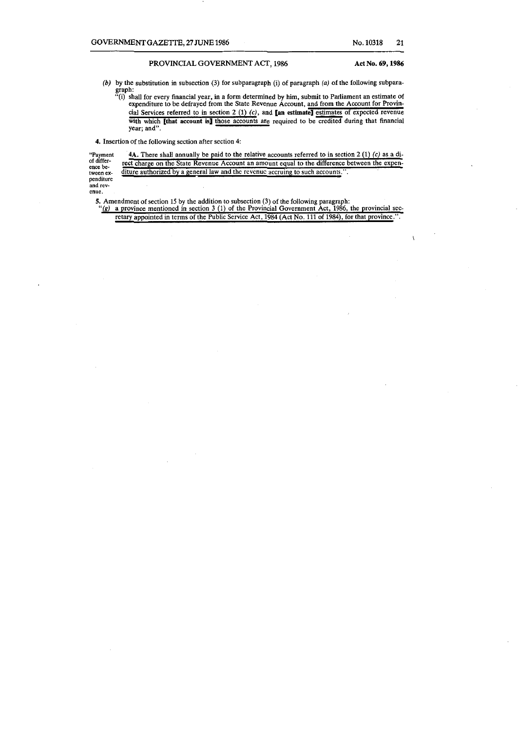(b) by the substitution in subsection (3) for subparagraph (i) of paragraph *(a)* of the following subparagraph:

"(i) shall for every financial year, in a form determined by him, submit to Parliament an estimate of expenditure to be defrayed from the State Revenue Account, and from the Account for Provincial Services referred to in section 2 (1) *(c)*, and **[an estimate]** estimates of expected revenue with which **[that account is]** those accounts are required to be credited during that financial year; and".

**4.** Insertion of the following section after section 4:

"Payment of difference between expenditure and revenue.

**4A.** There shall annually be paid to the relative accounts referred to in section 2 (1) *(c)* as a direct charge on the State Revenue Account an amount equal to the difference between the expenditure authorized by a general law and the revenue accruing to such accounts.".

**5.** Amendment of section 15 by the addition to subsection (3) of the following paragraph:

"*(g)* a province mentioned in section 3 (1) of the Provincial Government Act, 1986, the provincial secretary appointed in terms of the Public Service Act, 1984 (Act No. 111 of 1984), for that province.".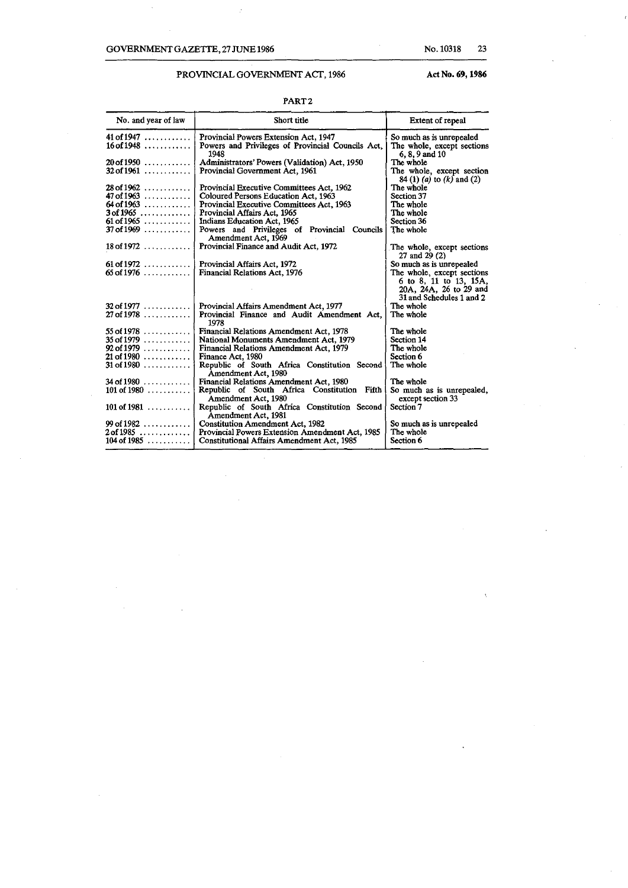PART 2

| No. and year of law | Short title | Extent of repeal |
|---|---|---|
| 41 of 1947 | Provincial Powers Extension Act, 1947 | So much as is unrepealed |
| 16 of 1948 | Powers and Privileges of Provincial Councils Act, 1948 | The whole, except sections 6, 8, 9 and 10 |
| 20 of 1950 | Administrators' Powers (Validation) Act, 1950 | The whole |
| 32 of 1961 | Provincial Government Act, 1961 | The whole, except section 84 (1) *(a)* to *(k)* and (2) |
| 28 of 1962 | Provincial Executive Committees Act, 1962 | The whole |
| 47 of 1963 | Coloured Persons Education Act, 1963 | Section 37 |
| 64 of 1963 | Provincial Executive Committees Act, 1963 | The whole |
| 3 of 1965 | Provincial Affairs Act, 1965 | The whole |
| 61 of 1965 | Indians Education Act, 1965 | Section 36 |
| 37 of 1969 | Powers and Privileges of Provincial Councils Amendment Act, 1969 | The whole |
| 18 of 1972 | Provincial Finance and Audit Act, 1972 | The whole, except sections 27 and 29 (2) |
| 61 of 1972 | Provincial Affairs Act, 1972 | So much as is unrepealed |
| 65 of 1976 | Financial Relations Act, 1976 | The whole, except sections 6 to 8, 11 to 13, 15A, 20A, 24A, 26 to 29 and 31 and Schedules 1 and 2 |
| 32 of 1977 | Provincial Affairs Amendment Act, 1977 | The whole |
| 27 of 1978 | Provincial Finance and Audit Amendment Act, 1978 | The whole |
| 55 of 1978 | Financial Relations Amendment Act, 1978 | The whole |
| 35 of 1979 | National Monuments Amendment Act, 1979 | Section 14 |
| 92 of 1979 | Financial Relations Amendment Act, 1979 | The whole |
| 21 of 1980 | Finance Act, 1980 | Section 6 |
| 31 of 1980 | Republic of South Africa Constitution Second Amendment Act, 1980 | The whole |
| 34 of 1980 | Financial Relations Amendment Act, 1980 | The whole |
| 101 of 1980 | Republic of South Africa Constitution Fifth Amendment Act, 1980 | So much as is unrepealed, except section 33 |
| 101 of 1981 | Republic of South Africa Constitution Second Amendment Act, 1981 | Section 7 |
| 99 of 1982 | Constitution Amendment Act, 1982 | So much as is unrepealed |
| 2 of 1985 | Provincial Powers Extension Amendment Act, 1985 | The whole |
| 104 of 1985 | Constitutional Affairs Amendment Act, 1985 | Section 6 |